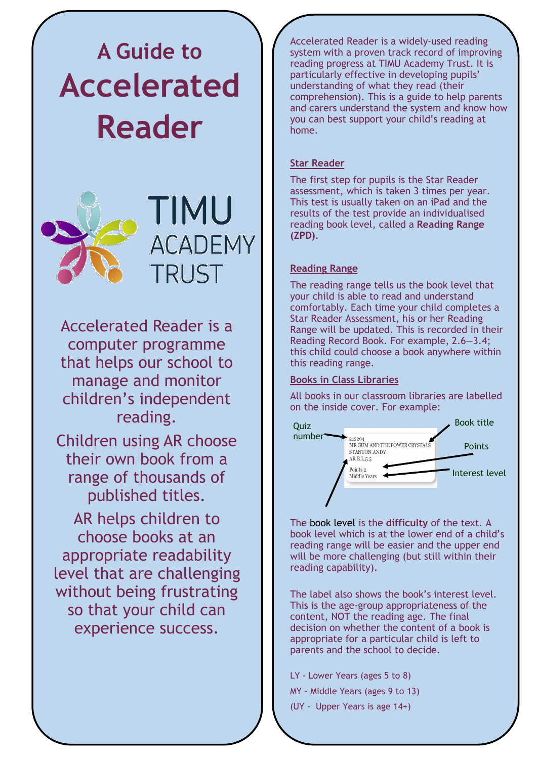# A Guide to Accelerated Reader

TIMU ACADEMY TRUST

Accelerated Reader is a computer programme that helps our school to manage and monitor children's independent reading.

Children using AR choose their own book from a range of thousands of published titles.

AR helps children to choose books at an appropriate readability level that are challenging without being frustrating so that your child can experience success.

Accelerated Reader is a widely-used reading system with a proven track record of improving reading progress at TIMU Academy Trust. It is particularly effective in developing pupils' understanding of what they read (their comprehension). This is a guide to help parents and carers understand the system and know how you can best support your child's reading at home.

## Star Reader

The first step for pupils is the Star Reader assessment, which is taken 3 times per year. This test is usually taken on an iPad and the results of the test provide an individualised reading book level, called a **Reading Range (ZPD)**.

## Reading Range

The reading range tells us the book level that your child is able to read and understand comfortably. Each time your child completes a Star Reader Assessment, his or her Reading Range will be updated. This is recorded in their Reading Record Book. For example, 2.6—3.4; this child could choose a book anywhere within this reading range.

## Books in Class Libraries

All books in our classroom libraries are labelled on the inside cover. For example:

Quiz number → 212294
Book title → MR GUM AND THE POWER CRYSTALS
STANTON ANDY
AR B.L.5.5
Points → Points 2
Interest level → Middle Years

The book level is the **difficulty** of the text. A book level which is at the lower end of a child's reading range will be easier and the upper end will be more challenging (but still within their reading capability).

The label also shows the book's interest level. This is the age-group appropriateness of the content, NOT the reading age. The final decision on whether the content of a book is appropriate for a particular child is left to parents and the school to decide.

LY - Lower Years (ages 5 to 8)

MY - Middle Years (ages 9 to 13)

(UY - Upper Years is age 14+)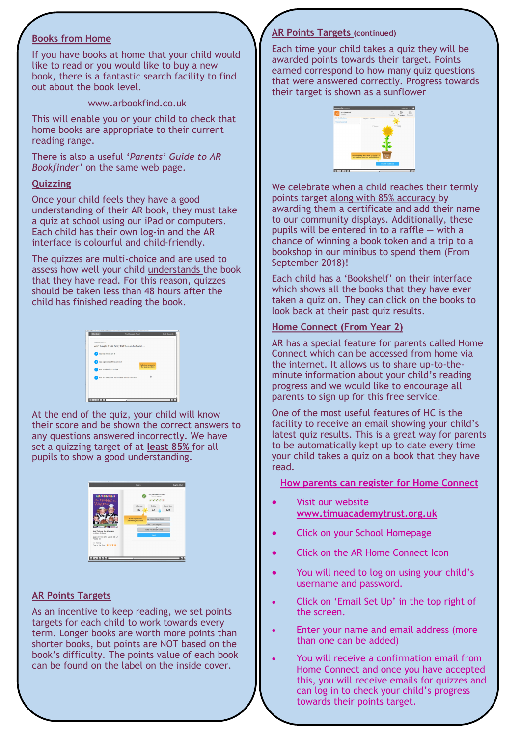## Books from Home

If you have books at home that your child would like to read or you would like to buy a new book, there is a fantastic search facility to find out about the book level.

www.arbookfind.co.uk

This will enable you or your child to check that home books are appropriate to their current reading range.

There is also a useful '*Parents' Guide to AR Bookfinder*' on the same web page.

## Quizzing

Once your child feels they have a good understanding of their AR book, they must take a quiz at school using our iPad or computers. Each child has their own log-in and the AR interface is colourful and child-friendly.

The quizzes are multi-choice and are used to assess how well your child understands the book that they have read. For this reason, quizzes should be taken less than 48 hours after the child has finished reading the book.

At the end of the quiz, your child will know their score and be shown the correct answers to any questions answered incorrectly. We have set a quizzing target of at **least 85%** for all pupils to show a good understanding.

## AR Points Targets

As an incentive to keep reading, we set points targets for each child to work towards every term. Longer books are worth more points than shorter books, but points are NOT based on the book's difficulty. The points value of each book can be found on the label on the inside cover.

## AR Points Targets (continued)

Each time your child takes a quiz they will be awarded points towards their target. Points earned correspond to how many quiz questions that were answered correctly. Progress towards their target is shown as a sunflower

We celebrate when a child reaches their termly points target along with 85% accuracy by awarding them a certificate and add their name to our community displays. Additionally, these pupils will be entered in to a raffle — with a chance of winning a book token and a trip to a bookshop in our minibus to spend them (From September 2018)!

Each child has a 'Bookshelf' on their interface which shows all the books that they have ever taken a quiz on. They can click on the books to look back at their past quiz results.

## Home Connect (From Year 2)

AR has a special feature for parents called Home Connect which can be accessed from home via the internet. It allows us to share up-to-the-minute information about your child's reading progress and we would like to encourage all parents to sign up for this free service.

One of the most useful features of HC is the facility to receive an email showing your child's latest quiz results. This is a great way for parents to be automatically kept up to date every time your child takes a quiz on a book that they have read.

### How parents can register for Home Connect

- Visit our website **www.timuacademytrust.org.uk**
- Click on your School Homepage
- Click on the AR Home Connect Icon
- You will need to log on using your child's username and password.
- Click on 'Email Set Up' in the top right of the screen.
- Enter your name and email address (more than one can be added)
- You will receive a confirmation email from Home Connect and once you have accepted this, you will receive emails for quizzes and can log in to check your child's progress towards their points target.